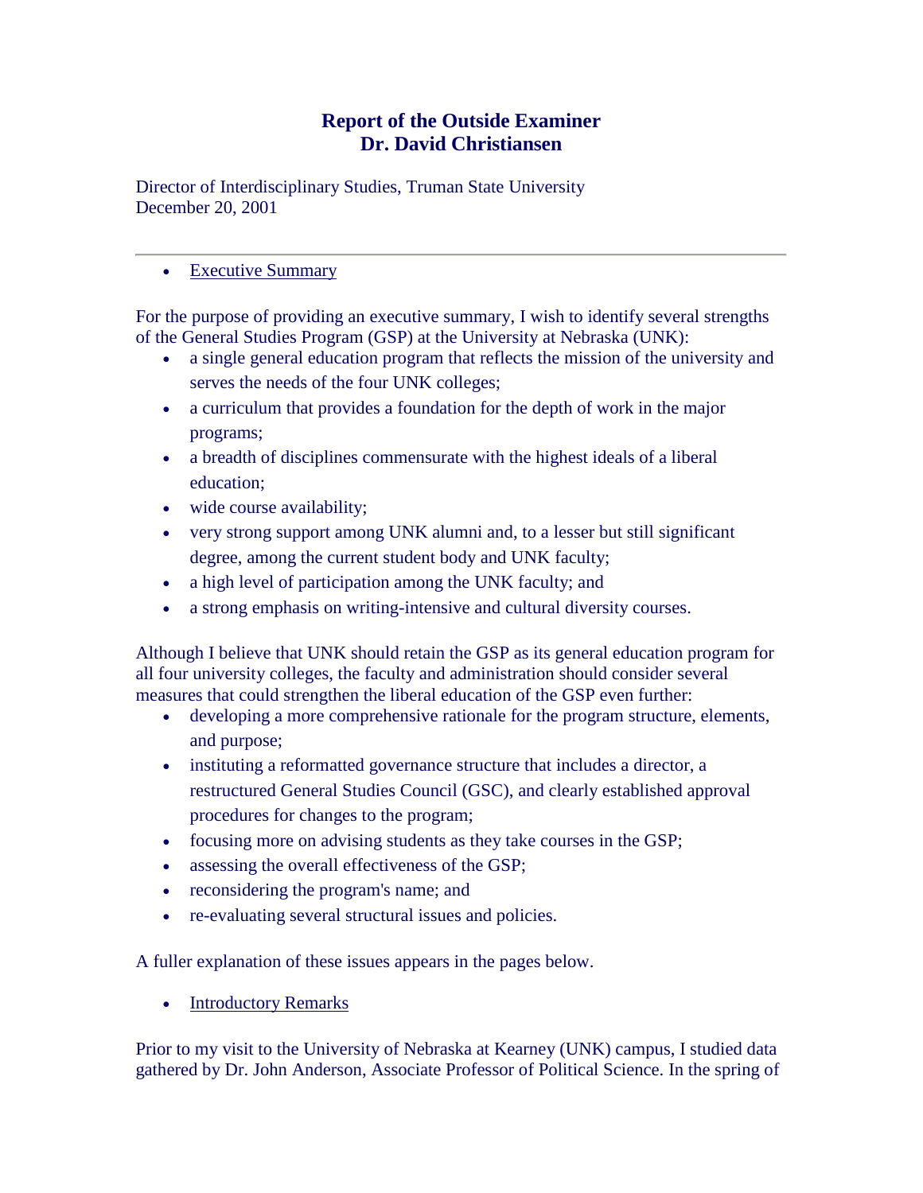# Report of the Outside Examiner
# Dr. David Christiansen

Director of Interdisciplinary Studies, Truman State University
December 20, 2001

---

- Executive Summary

For the purpose of providing an executive summary, I wish to identify several strengths of the General Studies Program (GSP) at the University at Nebraska (UNK):

- a single general education program that reflects the mission of the university and serves the needs of the four UNK colleges;
- a curriculum that provides a foundation for the depth of work in the major programs;
- a breadth of disciplines commensurate with the highest ideals of a liberal education;
- wide course availability;
- very strong support among UNK alumni and, to a lesser but still significant degree, among the current student body and UNK faculty;
- a high level of participation among the UNK faculty; and
- a strong emphasis on writing-intensive and cultural diversity courses.

Although I believe that UNK should retain the GSP as its general education program for all four university colleges, the faculty and administration should consider several measures that could strengthen the liberal education of the GSP even further:

- developing a more comprehensive rationale for the program structure, elements, and purpose;
- instituting a reformatted governance structure that includes a director, a restructured General Studies Council (GSC), and clearly established approval procedures for changes to the program;
- focusing more on advising students as they take courses in the GSP;
- assessing the overall effectiveness of the GSP;
- reconsidering the program's name; and
- re-evaluating several structural issues and policies.

A fuller explanation of these issues appears in the pages below.

- Introductory Remarks

Prior to my visit to the University of Nebraska at Kearney (UNK) campus, I studied data gathered by Dr. John Anderson, Associate Professor of Political Science. In the spring of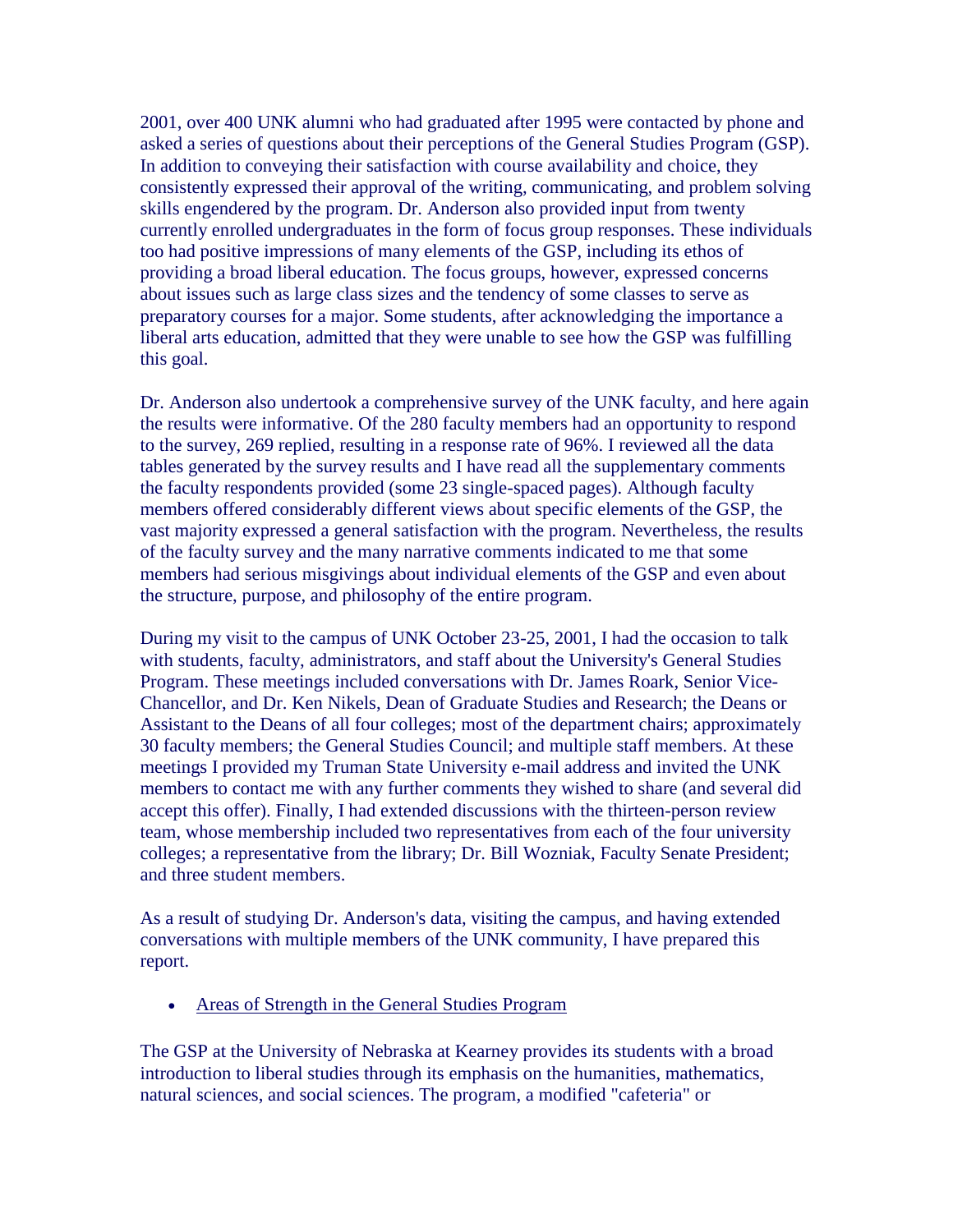2001, over 400 UNK alumni who had graduated after 1995 were contacted by phone and asked a series of questions about their perceptions of the General Studies Program (GSP). In addition to conveying their satisfaction with course availability and choice, they consistently expressed their approval of the writing, communicating, and problem solving skills engendered by the program. Dr. Anderson also provided input from twenty currently enrolled undergraduates in the form of focus group responses. These individuals too had positive impressions of many elements of the GSP, including its ethos of providing a broad liberal education. The focus groups, however, expressed concerns about issues such as large class sizes and the tendency of some classes to serve as preparatory courses for a major. Some students, after acknowledging the importance a liberal arts education, admitted that they were unable to see how the GSP was fulfilling this goal.

Dr. Anderson also undertook a comprehensive survey of the UNK faculty, and here again the results were informative. Of the 280 faculty members had an opportunity to respond to the survey, 269 replied, resulting in a response rate of 96%. I reviewed all the data tables generated by the survey results and I have read all the supplementary comments the faculty respondents provided (some 23 single-spaced pages). Although faculty members offered considerably different views about specific elements of the GSP, the vast majority expressed a general satisfaction with the program. Nevertheless, the results of the faculty survey and the many narrative comments indicated to me that some members had serious misgivings about individual elements of the GSP and even about the structure, purpose, and philosophy of the entire program.

During my visit to the campus of UNK October 23-25, 2001, I had the occasion to talk with students, faculty, administrators, and staff about the University's General Studies Program. These meetings included conversations with Dr. James Roark, Senior Vice-Chancellor, and Dr. Ken Nikels, Dean of Graduate Studies and Research; the Deans or Assistant to the Deans of all four colleges; most of the department chairs; approximately 30 faculty members; the General Studies Council; and multiple staff members. At these meetings I provided my Truman State University e-mail address and invited the UNK members to contact me with any further comments they wished to share (and several did accept this offer). Finally, I had extended discussions with the thirteen-person review team, whose membership included two representatives from each of the four university colleges; a representative from the library; Dr. Bill Wozniak, Faculty Senate President; and three student members.

As a result of studying Dr. Anderson's data, visiting the campus, and having extended conversations with multiple members of the UNK community, I have prepared this report.

- Areas of Strength in the General Studies Program

The GSP at the University of Nebraska at Kearney provides its students with a broad introduction to liberal studies through its emphasis on the humanities, mathematics, natural sciences, and social sciences. The program, a modified "cafeteria" or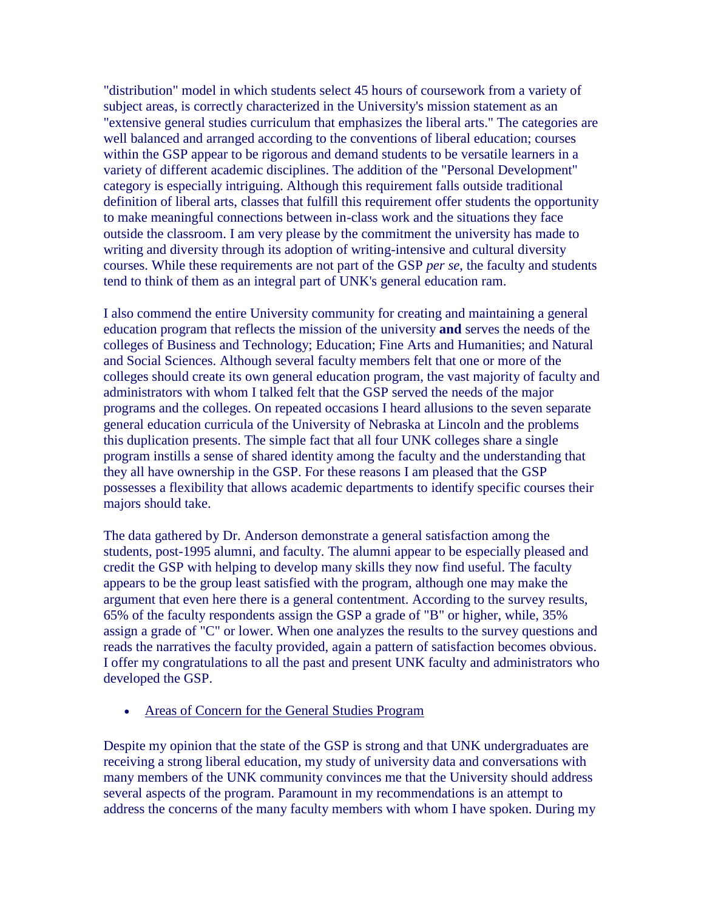"distribution" model in which students select 45 hours of coursework from a variety of subject areas, is correctly characterized in the University's mission statement as an "extensive general studies curriculum that emphasizes the liberal arts." The categories are well balanced and arranged according to the conventions of liberal education; courses within the GSP appear to be rigorous and demand students to be versatile learners in a variety of different academic disciplines. The addition of the "Personal Development" category is especially intriguing. Although this requirement falls outside traditional definition of liberal arts, classes that fulfill this requirement offer students the opportunity to make meaningful connections between in-class work and the situations they face outside the classroom. I am very please by the commitment the university has made to writing and diversity through its adoption of writing-intensive and cultural diversity courses. While these requirements are not part of the GSP *per se*, the faculty and students tend to think of them as an integral part of UNK's general education ram.

I also commend the entire University community for creating and maintaining a general education program that reflects the mission of the university **and** serves the needs of the colleges of Business and Technology; Education; Fine Arts and Humanities; and Natural and Social Sciences. Although several faculty members felt that one or more of the colleges should create its own general education program, the vast majority of faculty and administrators with whom I talked felt that the GSP served the needs of the major programs and the colleges. On repeated occasions I heard allusions to the seven separate general education curricula of the University of Nebraska at Lincoln and the problems this duplication presents. The simple fact that all four UNK colleges share a single program instills a sense of shared identity among the faculty and the understanding that they all have ownership in the GSP. For these reasons I am pleased that the GSP possesses a flexibility that allows academic departments to identify specific courses their majors should take.

The data gathered by Dr. Anderson demonstrate a general satisfaction among the students, post-1995 alumni, and faculty. The alumni appear to be especially pleased and credit the GSP with helping to develop many skills they now find useful. The faculty appears to be the group least satisfied with the program, although one may make the argument that even here there is a general contentment. According to the survey results, 65% of the faculty respondents assign the GSP a grade of "B" or higher, while, 35% assign a grade of "C" or lower. When one analyzes the results to the survey questions and reads the narratives the faculty provided, again a pattern of satisfaction becomes obvious. I offer my congratulations to all the past and present UNK faculty and administrators who developed the GSP.

- Areas of Concern for the General Studies Program

Despite my opinion that the state of the GSP is strong and that UNK undergraduates are receiving a strong liberal education, my study of university data and conversations with many members of the UNK community convinces me that the University should address several aspects of the program. Paramount in my recommendations is an attempt to address the concerns of the many faculty members with whom I have spoken. During my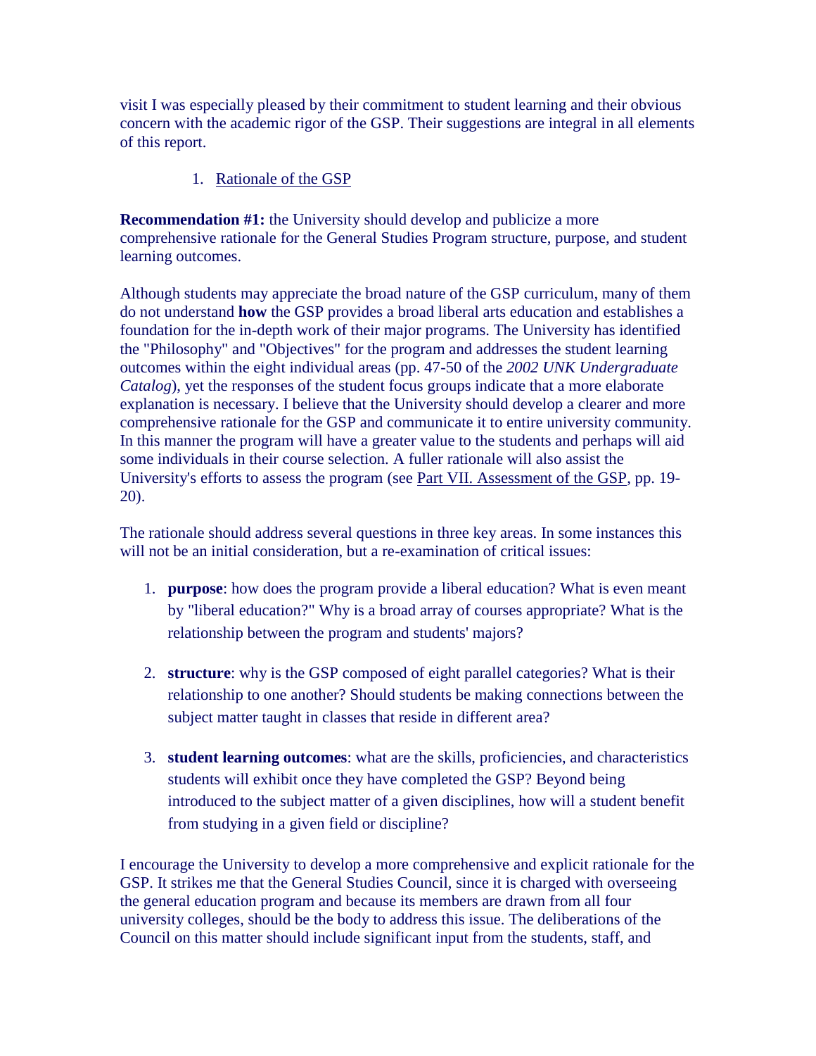visit I was especially pleased by their commitment to student learning and their obvious concern with the academic rigor of the GSP. Their suggestions are integral in all elements of this report.

1. Rationale of the GSP

**Recommendation #1:** the University should develop and publicize a more comprehensive rationale for the General Studies Program structure, purpose, and student learning outcomes.

Although students may appreciate the broad nature of the GSP curriculum, many of them do not understand **how** the GSP provides a broad liberal arts education and establishes a foundation for the in-depth work of their major programs. The University has identified the "Philosophy" and "Objectives" for the program and addresses the student learning outcomes within the eight individual areas (pp. 47-50 of the *2002 UNK Undergraduate Catalog*), yet the responses of the student focus groups indicate that a more elaborate explanation is necessary. I believe that the University should develop a clearer and more comprehensive rationale for the GSP and communicate it to entire university community. In this manner the program will have a greater value to the students and perhaps will aid some individuals in their course selection. A fuller rationale will also assist the University's efforts to assess the program (see Part VII. Assessment of the GSP, pp. 19-20).

The rationale should address several questions in three key areas. In some instances this will not be an initial consideration, but a re-examination of critical issues:

1. **purpose**: how does the program provide a liberal education? What is even meant by "liberal education?" Why is a broad array of courses appropriate? What is the relationship between the program and students' majors?
2. **structure**: why is the GSP composed of eight parallel categories? What is their relationship to one another? Should students be making connections between the subject matter taught in classes that reside in different area?
3. **student learning outcomes**: what are the skills, proficiencies, and characteristics students will exhibit once they have completed the GSP? Beyond being introduced to the subject matter of a given disciplines, how will a student benefit from studying in a given field or discipline?

I encourage the University to develop a more comprehensive and explicit rationale for the GSP. It strikes me that the General Studies Council, since it is charged with overseeing the general education program and because its members are drawn from all four university colleges, should be the body to address this issue. The deliberations of the Council on this matter should include significant input from the students, staff, and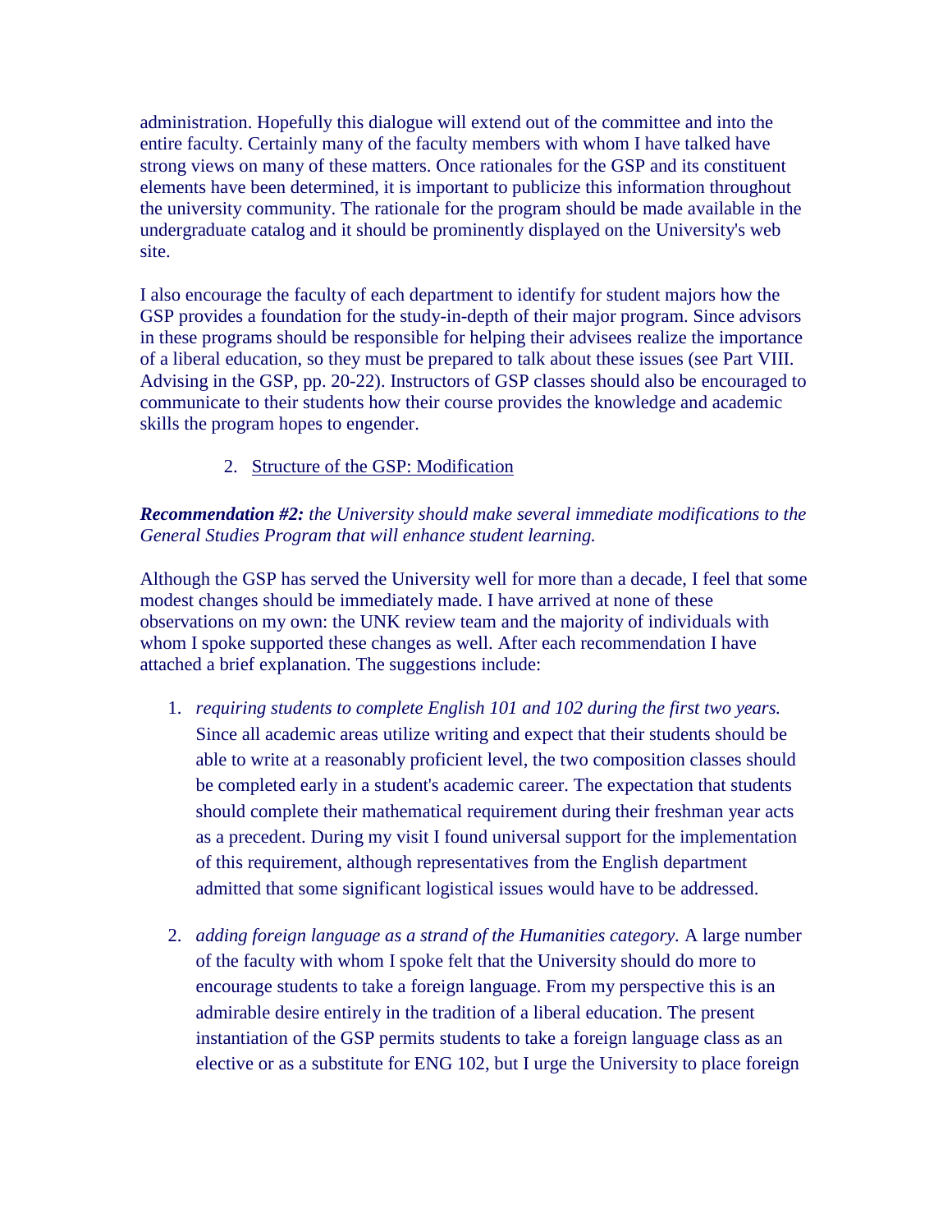administration. Hopefully this dialogue will extend out of the committee and into the entire faculty. Certainly many of the faculty members with whom I have talked have strong views on many of these matters. Once rationales for the GSP and its constituent elements have been determined, it is important to publicize this information throughout the university community. The rationale for the program should be made available in the undergraduate catalog and it should be prominently displayed on the University's web site.

I also encourage the faculty of each department to identify for student majors how the GSP provides a foundation for the study-in-depth of their major program. Since advisors in these programs should be responsible for helping their advisees realize the importance of a liberal education, so they must be prepared to talk about these issues (see Part VIII. Advising in the GSP, pp. 20-22). Instructors of GSP classes should also be encouraged to communicate to their students how their course provides the knowledge and academic skills the program hopes to engender.

2. Structure of the GSP: Modification

***Recommendation #2:*** *the University should make several immediate modifications to the General Studies Program that will enhance student learning.*

Although the GSP has served the University well for more than a decade, I feel that some modest changes should be immediately made. I have arrived at none of these observations on my own: the UNK review team and the majority of individuals with whom I spoke supported these changes as well. After each recommendation I have attached a brief explanation. The suggestions include:

1. *requiring students to complete English 101 and 102 during the first two years.* Since all academic areas utilize writing and expect that their students should be able to write at a reasonably proficient level, the two composition classes should be completed early in a student's academic career. The expectation that students should complete their mathematical requirement during their freshman year acts as a precedent. During my visit I found universal support for the implementation of this requirement, although representatives from the English department admitted that some significant logistical issues would have to be addressed.

2. *adding foreign language as a strand of the Humanities category.* A large number of the faculty with whom I spoke felt that the University should do more to encourage students to take a foreign language. From my perspective this is an admirable desire entirely in the tradition of a liberal education. The present instantiation of the GSP permits students to take a foreign language class as an elective or as a substitute for ENG 102, but I urge the University to place foreign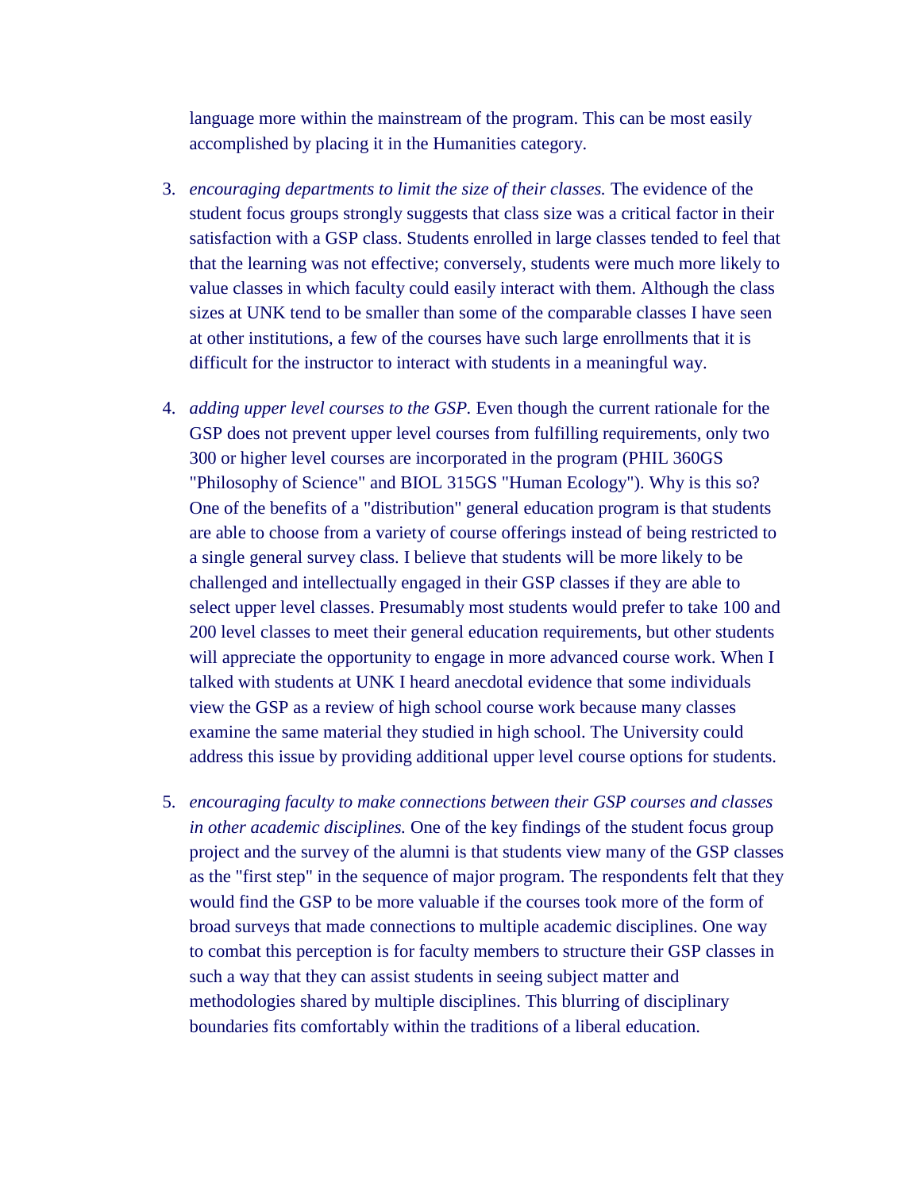language more within the mainstream of the program. This can be most easily accomplished by placing it in the Humanities category.

3. *encouraging departments to limit the size of their classes.* The evidence of the student focus groups strongly suggests that class size was a critical factor in their satisfaction with a GSP class. Students enrolled in large classes tended to feel that that the learning was not effective; conversely, students were much more likely to value classes in which faculty could easily interact with them. Although the class sizes at UNK tend to be smaller than some of the comparable classes I have seen at other institutions, a few of the courses have such large enrollments that it is difficult for the instructor to interact with students in a meaningful way.

4. *adding upper level courses to the GSP.* Even though the current rationale for the GSP does not prevent upper level courses from fulfilling requirements, only two 300 or higher level courses are incorporated in the program (PHIL 360GS "Philosophy of Science" and BIOL 315GS "Human Ecology"). Why is this so? One of the benefits of a "distribution" general education program is that students are able to choose from a variety of course offerings instead of being restricted to a single general survey class. I believe that students will be more likely to be challenged and intellectually engaged in their GSP classes if they are able to select upper level classes. Presumably most students would prefer to take 100 and 200 level classes to meet their general education requirements, but other students will appreciate the opportunity to engage in more advanced course work. When I talked with students at UNK I heard anecdotal evidence that some individuals view the GSP as a review of high school course work because many classes examine the same material they studied in high school. The University could address this issue by providing additional upper level course options for students.

5. *encouraging faculty to make connections between their GSP courses and classes in other academic disciplines.* One of the key findings of the student focus group project and the survey of the alumni is that students view many of the GSP classes as the "first step" in the sequence of major program. The respondents felt that they would find the GSP to be more valuable if the courses took more of the form of broad surveys that made connections to multiple academic disciplines. One way to combat this perception is for faculty members to structure their GSP classes in such a way that they can assist students in seeing subject matter and methodologies shared by multiple disciplines. This blurring of disciplinary boundaries fits comfortably within the traditions of a liberal education.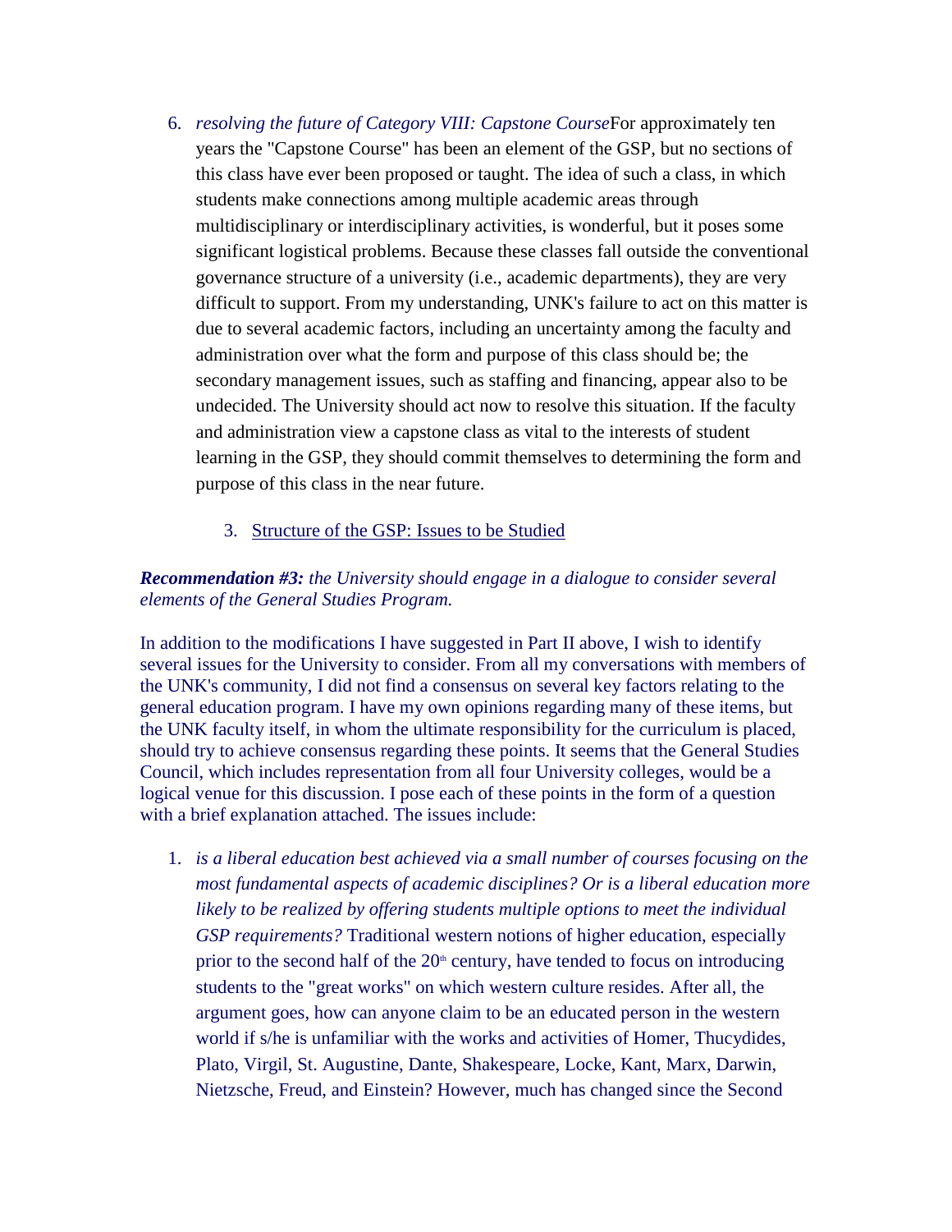6. *resolving the future of Category VIII: Capstone Course*For approximately ten years the "Capstone Course" has been an element of the GSP, but no sections of this class have ever been proposed or taught. The idea of such a class, in which students make connections among multiple academic areas through multidisciplinary or interdisciplinary activities, is wonderful, but it poses some significant logistical problems. Because these classes fall outside the conventional governance structure of a university (i.e., academic departments), they are very difficult to support. From my understanding, UNK's failure to act on this matter is due to several academic factors, including an uncertainty among the faculty and administration over what the form and purpose of this class should be; the secondary management issues, such as staffing and financing, appear also to be undecided. The University should act now to resolve this situation. If the faculty and administration view a capstone class as vital to the interests of student learning in the GSP, they should commit themselves to determining the form and purpose of this class in the near future.

### 3. Structure of the GSP: Issues to be Studied

***Recommendation #3:*** *the University should engage in a dialogue to consider several elements of the General Studies Program.*

In addition to the modifications I have suggested in Part II above, I wish to identify several issues for the University to consider. From all my conversations with members of the UNK's community, I did not find a consensus on several key factors relating to the general education program. I have my own opinions regarding many of these items, but the UNK faculty itself, in whom the ultimate responsibility for the curriculum is placed, should try to achieve consensus regarding these points. It seems that the General Studies Council, which includes representation from all four University colleges, would be a logical venue for this discussion. I pose each of these points in the form of a question with a brief explanation attached. The issues include:

1. *is a liberal education best achieved via a small number of courses focusing on the most fundamental aspects of academic disciplines? Or is a liberal education more likely to be realized by offering students multiple options to meet the individual GSP requirements?* Traditional western notions of higher education, especially prior to the second half of the 20th century, have tended to focus on introducing students to the "great works" on which western culture resides. After all, the argument goes, how can anyone claim to be an educated person in the western world if s/he is unfamiliar with the works and activities of Homer, Thucydides, Plato, Virgil, St. Augustine, Dante, Shakespeare, Locke, Kant, Marx, Darwin, Nietzsche, Freud, and Einstein? However, much has changed since the Second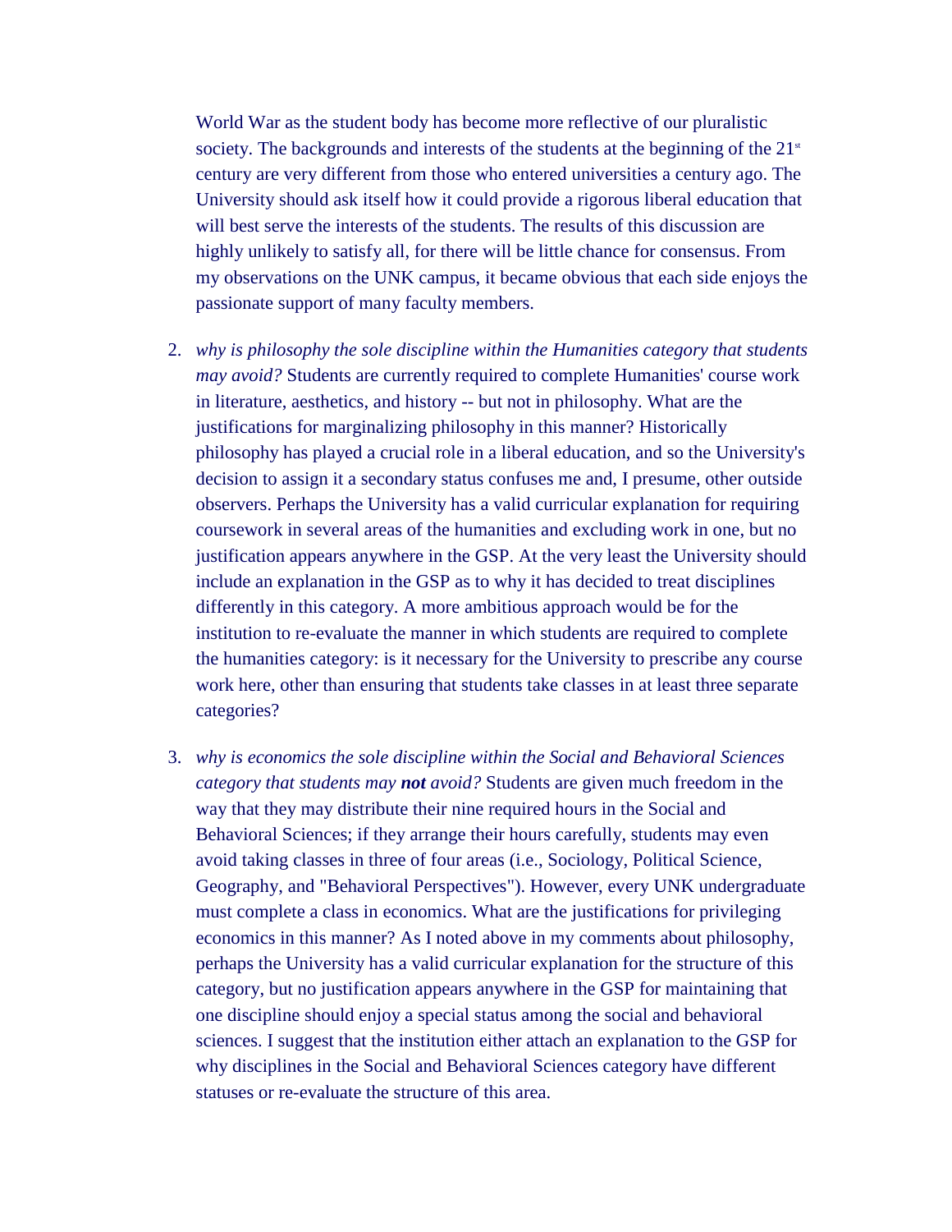World War as the student body has become more reflective of our pluralistic society. The backgrounds and interests of the students at the beginning of the 21st century are very different from those who entered universities a century ago. The University should ask itself how it could provide a rigorous liberal education that will best serve the interests of the students. The results of this discussion are highly unlikely to satisfy all, for there will be little chance for consensus. From my observations on the UNK campus, it became obvious that each side enjoys the passionate support of many faculty members.

2. *why is philosophy the sole discipline within the Humanities category that students may avoid?* Students are currently required to complete Humanities' course work in literature, aesthetics, and history -- but not in philosophy. What are the justifications for marginalizing philosophy in this manner? Historically philosophy has played a crucial role in a liberal education, and so the University's decision to assign it a secondary status confuses me and, I presume, other outside observers. Perhaps the University has a valid curricular explanation for requiring coursework in several areas of the humanities and excluding work in one, but no justification appears anywhere in the GSP. At the very least the University should include an explanation in the GSP as to why it has decided to treat disciplines differently in this category. A more ambitious approach would be for the institution to re-evaluate the manner in which students are required to complete the humanities category: is it necessary for the University to prescribe any course work here, other than ensuring that students take classes in at least three separate categories?

3. *why is economics the sole discipline within the Social and Behavioral Sciences category that students may **not** avoid?* Students are given much freedom in the way that they may distribute their nine required hours in the Social and Behavioral Sciences; if they arrange their hours carefully, students may even avoid taking classes in three of four areas (i.e., Sociology, Political Science, Geography, and "Behavioral Perspectives"). However, every UNK undergraduate must complete a class in economics. What are the justifications for privileging economics in this manner? As I noted above in my comments about philosophy, perhaps the University has a valid curricular explanation for the structure of this category, but no justification appears anywhere in the GSP for maintaining that one discipline should enjoy a special status among the social and behavioral sciences. I suggest that the institution either attach an explanation to the GSP for why disciplines in the Social and Behavioral Sciences category have different statuses or re-evaluate the structure of this area.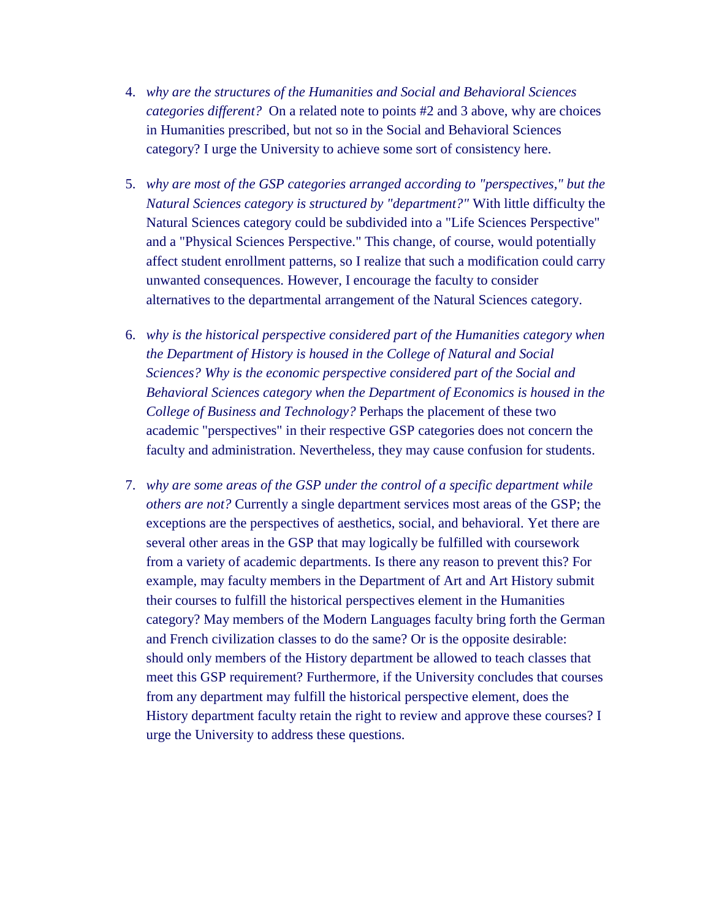4. *why are the structures of the Humanities and Social and Behavioral Sciences categories different?* On a related note to points #2 and 3 above, why are choices in Humanities prescribed, but not so in the Social and Behavioral Sciences category? I urge the University to achieve some sort of consistency here.

5. *why are most of the GSP categories arranged according to "perspectives," but the Natural Sciences category is structured by "department?"* With little difficulty the Natural Sciences category could be subdivided into a "Life Sciences Perspective" and a "Physical Sciences Perspective." This change, of course, would potentially affect student enrollment patterns, so I realize that such a modification could carry unwanted consequences. However, I encourage the faculty to consider alternatives to the departmental arrangement of the Natural Sciences category.

6. *why is the historical perspective considered part of the Humanities category when the Department of History is housed in the College of Natural and Social Sciences? Why is the economic perspective considered part of the Social and Behavioral Sciences category when the Department of Economics is housed in the College of Business and Technology?* Perhaps the placement of these two academic "perspectives" in their respective GSP categories does not concern the faculty and administration. Nevertheless, they may cause confusion for students.

7. *why are some areas of the GSP under the control of a specific department while others are not?* Currently a single department services most areas of the GSP; the exceptions are the perspectives of aesthetics, social, and behavioral. Yet there are several other areas in the GSP that may logically be fulfilled with coursework from a variety of academic departments. Is there any reason to prevent this? For example, may faculty members in the Department of Art and Art History submit their courses to fulfill the historical perspectives element in the Humanities category? May members of the Modern Languages faculty bring forth the German and French civilization classes to do the same? Or is the opposite desirable: should only members of the History department be allowed to teach classes that meet this GSP requirement? Furthermore, if the University concludes that courses from any department may fulfill the historical perspective element, does the History department faculty retain the right to review and approve these courses? I urge the University to address these questions.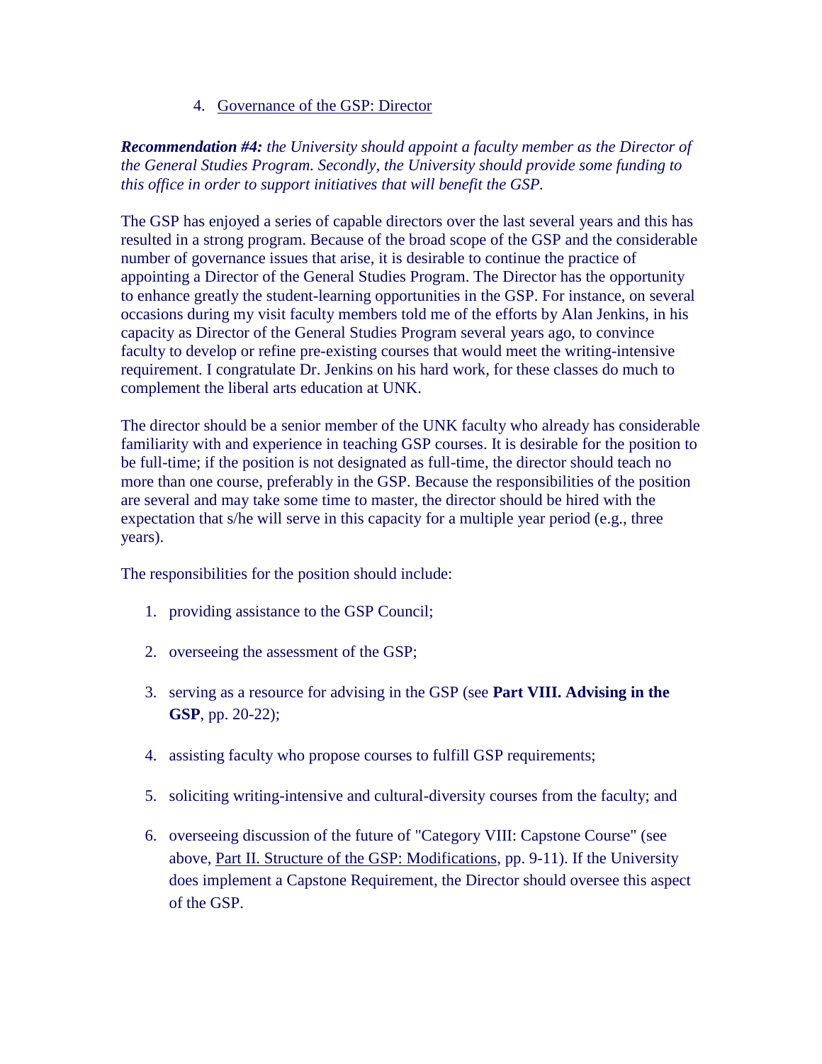4. <u>Governance of the GSP: Director</u>

***Recommendation #4:*** *the University should appoint a faculty member as the Director of the General Studies Program. Secondly, the University should provide some funding to this office in order to support initiatives that will benefit the GSP.*

The GSP has enjoyed a series of capable directors over the last several years and this has resulted in a strong program. Because of the broad scope of the GSP and the considerable number of governance issues that arise, it is desirable to continue the practice of appointing a Director of the General Studies Program. The Director has the opportunity to enhance greatly the student-learning opportunities in the GSP. For instance, on several occasions during my visit faculty members told me of the efforts by Alan Jenkins, in his capacity as Director of the General Studies Program several years ago, to convince faculty to develop or refine pre-existing courses that would meet the writing-intensive requirement. I congratulate Dr. Jenkins on his hard work, for these classes do much to complement the liberal arts education at UNK.

The director should be a senior member of the UNK faculty who already has considerable familiarity with and experience in teaching GSP courses. It is desirable for the position to be full-time; if the position is not designated as full-time, the director should teach no more than one course, preferably in the GSP. Because the responsibilities of the position are several and may take some time to master, the director should be hired with the expectation that s/he will serve in this capacity for a multiple year period (e.g., three years).

The responsibilities for the position should include:

1. providing assistance to the GSP Council;
2. overseeing the assessment of the GSP;
3. serving as a resource for advising in the GSP (see **Part VIII. Advising in the GSP**, pp. 20-22);
4. assisting faculty who propose courses to fulfill GSP requirements;
5. soliciting writing-intensive and cultural-diversity courses from the faculty; and
6. overseeing discussion of the future of "Category VIII: Capstone Course" (see above, <u>Part II. Structure of the GSP: Modifications</u>, pp. 9-11). If the University does implement a Capstone Requirement, the Director should oversee this aspect of the GSP.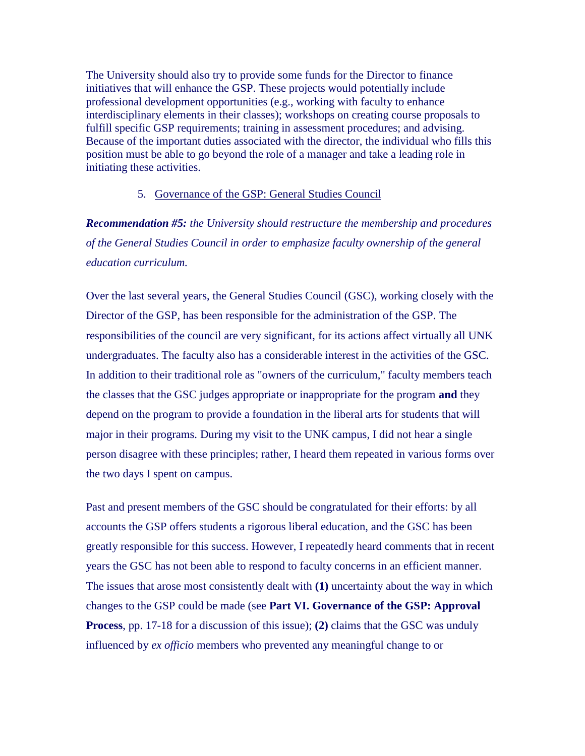The University should also try to provide some funds for the Director to finance initiatives that will enhance the GSP. These projects would potentially include professional development opportunities (e.g., working with faculty to enhance interdisciplinary elements in their classes); workshops on creating course proposals to fulfill specific GSP requirements; training in assessment procedures; and advising. Because of the important duties associated with the director, the individual who fills this position must be able to go beyond the role of a manager and take a leading role in initiating these activities.

5. Governance of the GSP: General Studies Council

***Recommendation #5:*** *the University should restructure the membership and procedures of the General Studies Council in order to emphasize faculty ownership of the general education curriculum.*

Over the last several years, the General Studies Council (GSC), working closely with the Director of the GSP, has been responsible for the administration of the GSP. The responsibilities of the council are very significant, for its actions affect virtually all UNK undergraduates. The faculty also has a considerable interest in the activities of the GSC. In addition to their traditional role as "owners of the curriculum," faculty members teach the classes that the GSC judges appropriate or inappropriate for the program **and** they depend on the program to provide a foundation in the liberal arts for students that will major in their programs. During my visit to the UNK campus, I did not hear a single person disagree with these principles; rather, I heard them repeated in various forms over the two days I spent on campus.

Past and present members of the GSC should be congratulated for their efforts: by all accounts the GSP offers students a rigorous liberal education, and the GSC has been greatly responsible for this success. However, I repeatedly heard comments that in recent years the GSC has not been able to respond to faculty concerns in an efficient manner. The issues that arose most consistently dealt with **(1)** uncertainty about the way in which changes to the GSP could be made (see **Part VI. Governance of the GSP: Approval Process**, pp. 17-18 for a discussion of this issue); **(2)** claims that the GSC was unduly influenced by *ex officio* members who prevented any meaningful change to or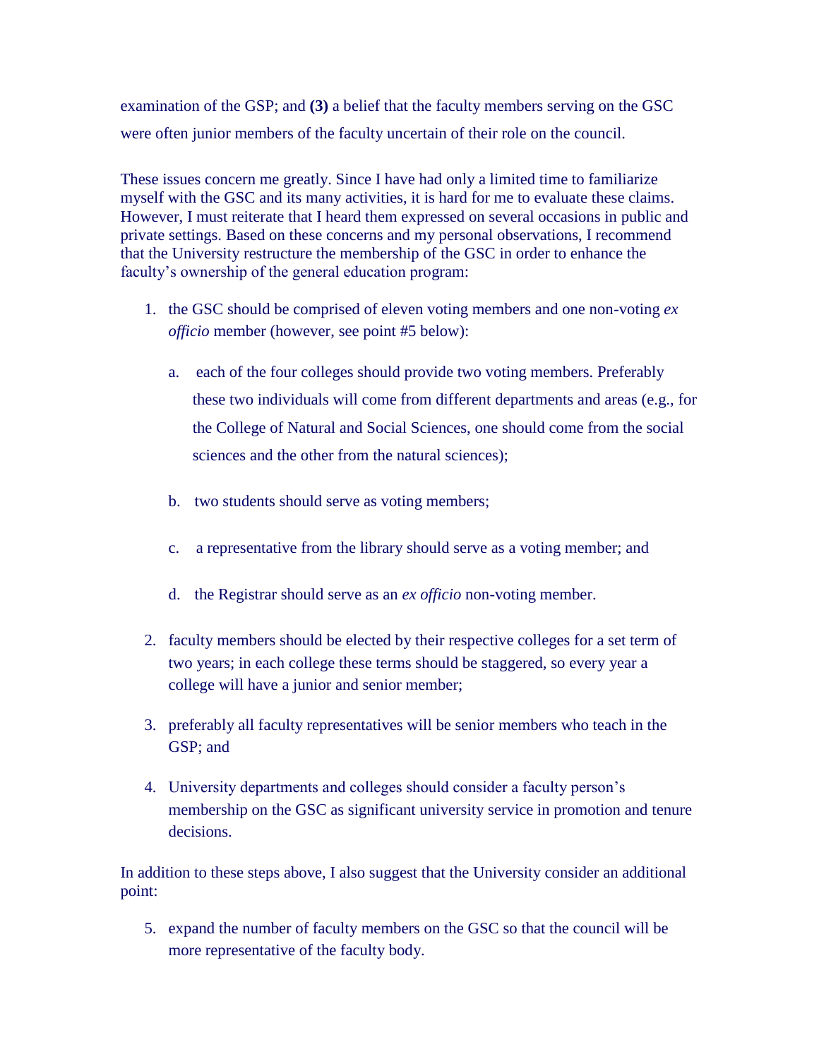examination of the GSP; and **(3)** a belief that the faculty members serving on the GSC were often junior members of the faculty uncertain of their role on the council.

These issues concern me greatly. Since I have had only a limited time to familiarize myself with the GSC and its many activities, it is hard for me to evaluate these claims. However, I must reiterate that I heard them expressed on several occasions in public and private settings. Based on these concerns and my personal observations, I recommend that the University restructure the membership of the GSC in order to enhance the faculty's ownership of the general education program:

1. the GSC should be comprised of eleven voting members and one non-voting *ex officio* member (however, see point #5 below):

    a. each of the four colleges should provide two voting members. Preferably these two individuals will come from different departments and areas (e.g., for the College of Natural and Social Sciences, one should come from the social sciences and the other from the natural sciences);

    b. two students should serve as voting members;

    c. a representative from the library should serve as a voting member; and

    d. the Registrar should serve as an *ex officio* non-voting member.

2. faculty members should be elected by their respective colleges for a set term of two years; in each college these terms should be staggered, so every year a college will have a junior and senior member;

3. preferably all faculty representatives will be senior members who teach in the GSP; and

4. University departments and colleges should consider a faculty person's membership on the GSC as significant university service in promotion and tenure decisions.

In addition to these steps above, I also suggest that the University consider an additional point:

5. expand the number of faculty members on the GSC so that the council will be more representative of the faculty body.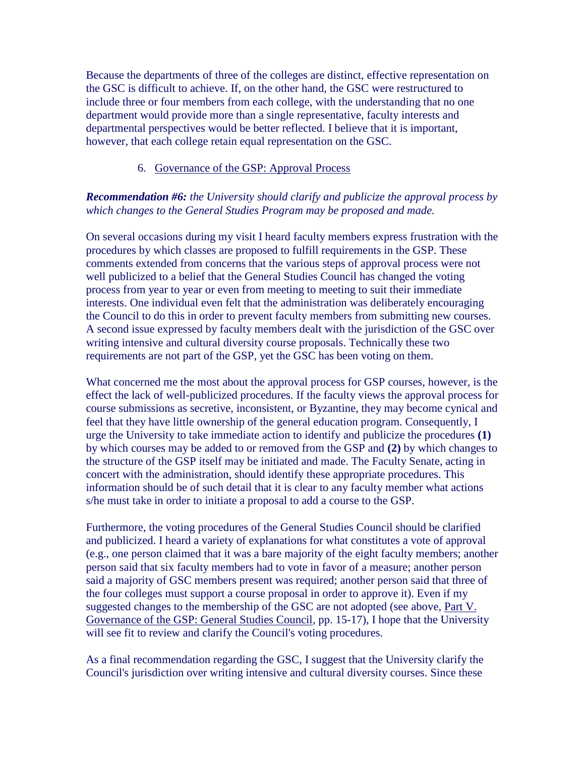Because the departments of three of the colleges are distinct, effective representation on the GSC is difficult to achieve. If, on the other hand, the GSC were restructured to include three or four members from each college, with the understanding that no one department would provide more than a single representative, faculty interests and departmental perspectives would be better reflected. I believe that it is important, however, that each college retain equal representation on the GSC.

6. Governance of the GSP: Approval Process

***Recommendation #6:*** *the University should clarify and publicize the approval process by which changes to the General Studies Program may be proposed and made.*

On several occasions during my visit I heard faculty members express frustration with the procedures by which classes are proposed to fulfill requirements in the GSP. These comments extended from concerns that the various steps of approval process were not well publicized to a belief that the General Studies Council has changed the voting process from year to year or even from meeting to meeting to suit their immediate interests. One individual even felt that the administration was deliberately encouraging the Council to do this in order to prevent faculty members from submitting new courses. A second issue expressed by faculty members dealt with the jurisdiction of the GSC over writing intensive and cultural diversity course proposals. Technically these two requirements are not part of the GSP, yet the GSC has been voting on them.

What concerned me the most about the approval process for GSP courses, however, is the effect the lack of well-publicized procedures. If the faculty views the approval process for course submissions as secretive, inconsistent, or Byzantine, they may become cynical and feel that they have little ownership of the general education program. Consequently, I urge the University to take immediate action to identify and publicize the procedures **(1)** by which courses may be added to or removed from the GSP and **(2)** by which changes to the structure of the GSP itself may be initiated and made. The Faculty Senate, acting in concert with the administration, should identify these appropriate procedures. This information should be of such detail that it is clear to any faculty member what actions s/he must take in order to initiate a proposal to add a course to the GSP.

Furthermore, the voting procedures of the General Studies Council should be clarified and publicized. I heard a variety of explanations for what constitutes a vote of approval (e.g., one person claimed that it was a bare majority of the eight faculty members; another person said that six faculty members had to vote in favor of a measure; another person said a majority of GSC members present was required; another person said that three of the four colleges must support a course proposal in order to approve it). Even if my suggested changes to the membership of the GSC are not adopted (see above, Part V. Governance of the GSP: General Studies Council, pp. 15-17), I hope that the University will see fit to review and clarify the Council's voting procedures.

As a final recommendation regarding the GSC, I suggest that the University clarify the Council's jurisdiction over writing intensive and cultural diversity courses. Since these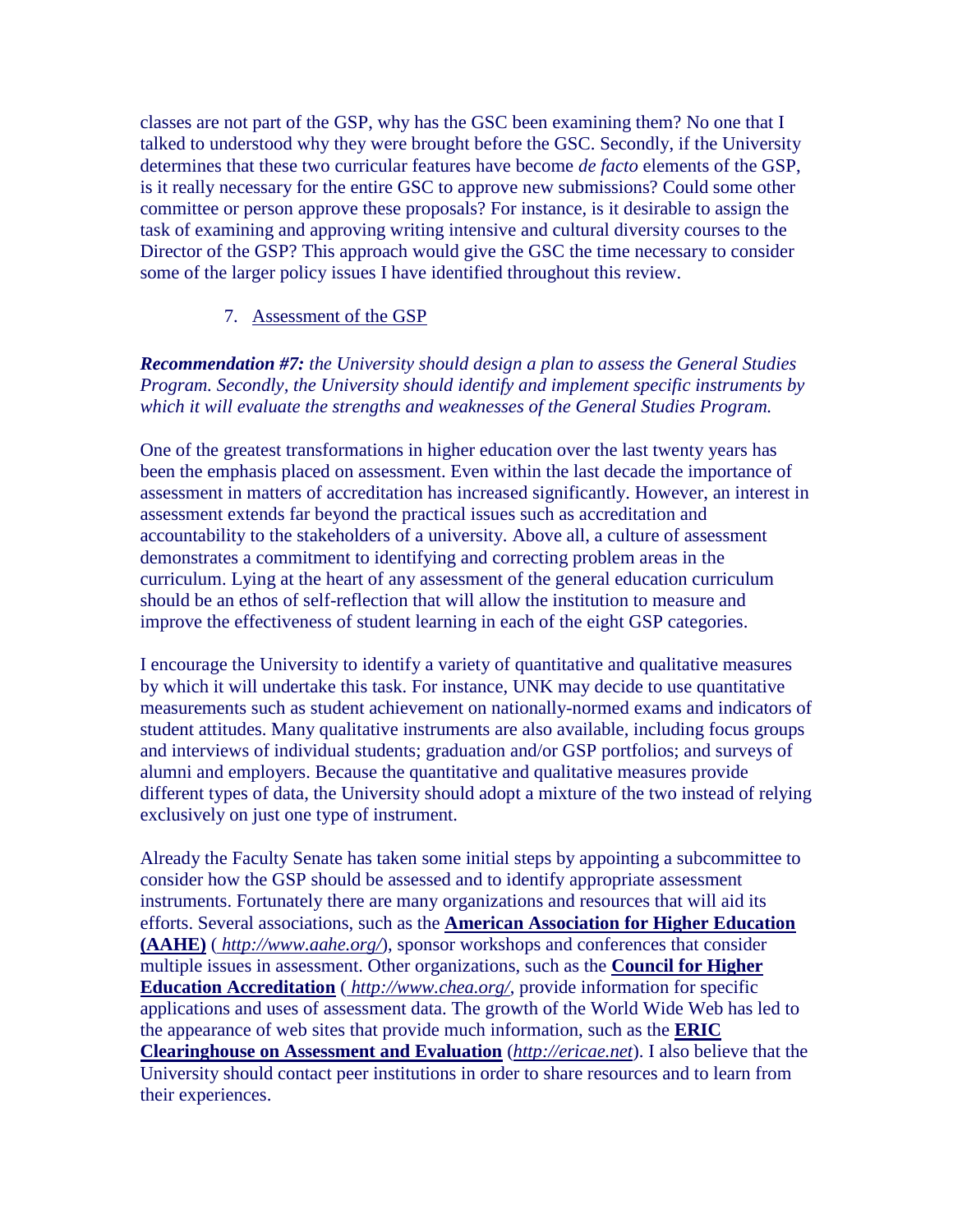classes are not part of the GSP, why has the GSC been examining them? No one that I talked to understood why they were brought before the GSC. Secondly, if the University determines that these two curricular features have become *de facto* elements of the GSP, is it really necessary for the entire GSC to approve new submissions? Could some other committee or person approve these proposals? For instance, is it desirable to assign the task of examining and approving writing intensive and cultural diversity courses to the Director of the GSP? This approach would give the GSC the time necessary to consider some of the larger policy issues I have identified throughout this review.

7. Assessment of the GSP

***Recommendation #7:*** *the University should design a plan to assess the General Studies Program. Secondly, the University should identify and implement specific instruments by which it will evaluate the strengths and weaknesses of the General Studies Program.*

One of the greatest transformations in higher education over the last twenty years has been the emphasis placed on assessment. Even within the last decade the importance of assessment in matters of accreditation has increased significantly. However, an interest in assessment extends far beyond the practical issues such as accreditation and accountability to the stakeholders of a university. Above all, a culture of assessment demonstrates a commitment to identifying and correcting problem areas in the curriculum. Lying at the heart of any assessment of the general education curriculum should be an ethos of self-reflection that will allow the institution to measure and improve the effectiveness of student learning in each of the eight GSP categories.

I encourage the University to identify a variety of quantitative and qualitative measures by which it will undertake this task. For instance, UNK may decide to use quantitative measurements such as student achievement on nationally-normed exams and indicators of student attitudes. Many qualitative instruments are also available, including focus groups and interviews of individual students; graduation and/or GSP portfolios; and surveys of alumni and employers. Because the quantitative and qualitative measures provide different types of data, the University should adopt a mixture of the two instead of relying exclusively on just one type of instrument.

Already the Faculty Senate has taken some initial steps by appointing a subcommittee to consider how the GSP should be assessed and to identify appropriate assessment instruments. Fortunately there are many organizations and resources that will aid its efforts. Several associations, such as the **American Association for Higher Education (AAHE)** ( *http://www.aahe.org/*), sponsor workshops and conferences that consider multiple issues in assessment. Other organizations, such as the **Council for Higher Education Accreditation** ( *http://www.chea.org/*, provide information for specific applications and uses of assessment data. The growth of the World Wide Web has led to the appearance of web sites that provide much information, such as the **ERIC Clearinghouse on Assessment and Evaluation** (*http://ericae.net*). I also believe that the University should contact peer institutions in order to share resources and to learn from their experiences.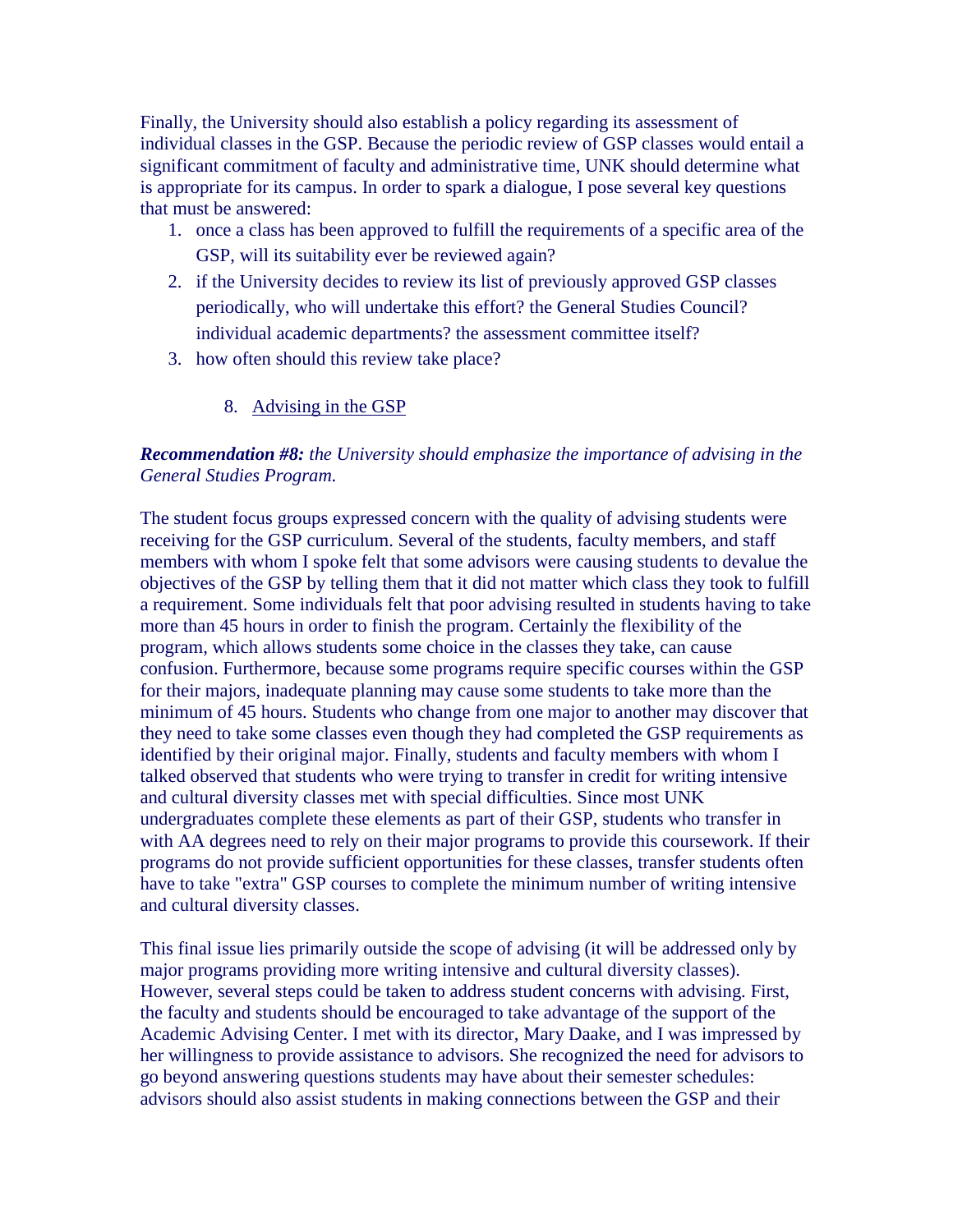Finally, the University should also establish a policy regarding its assessment of individual classes in the GSP. Because the periodic review of GSP classes would entail a significant commitment of faculty and administrative time, UNK should determine what is appropriate for its campus. In order to spark a dialogue, I pose several key questions that must be answered:

1. once a class has been approved to fulfill the requirements of a specific area of the GSP, will its suitability ever be reviewed again?
2. if the University decides to review its list of previously approved GSP classes periodically, who will undertake this effort? the General Studies Council? individual academic departments? the assessment committee itself?
3. how often should this review take place?

## 8. Advising in the GSP

***Recommendation #8:*** *the University should emphasize the importance of advising in the General Studies Program.*

The student focus groups expressed concern with the quality of advising students were receiving for the GSP curriculum. Several of the students, faculty members, and staff members with whom I spoke felt that some advisors were causing students to devalue the objectives of the GSP by telling them that it did not matter which class they took to fulfill a requirement. Some individuals felt that poor advising resulted in students having to take more than 45 hours in order to finish the program. Certainly the flexibility of the program, which allows students some choice in the classes they take, can cause confusion. Furthermore, because some programs require specific courses within the GSP for their majors, inadequate planning may cause some students to take more than the minimum of 45 hours. Students who change from one major to another may discover that they need to take some classes even though they had completed the GSP requirements as identified by their original major. Finally, students and faculty members with whom I talked observed that students who were trying to transfer in credit for writing intensive and cultural diversity classes met with special difficulties. Since most UNK undergraduates complete these elements as part of their GSP, students who transfer in with AA degrees need to rely on their major programs to provide this coursework. If their programs do not provide sufficient opportunities for these classes, transfer students often have to take "extra" GSP courses to complete the minimum number of writing intensive and cultural diversity classes.

This final issue lies primarily outside the scope of advising (it will be addressed only by major programs providing more writing intensive and cultural diversity classes). However, several steps could be taken to address student concerns with advising. First, the faculty and students should be encouraged to take advantage of the support of the Academic Advising Center. I met with its director, Mary Daake, and I was impressed by her willingness to provide assistance to advisors. She recognized the need for advisors to go beyond answering questions students may have about their semester schedules: advisors should also assist students in making connections between the GSP and their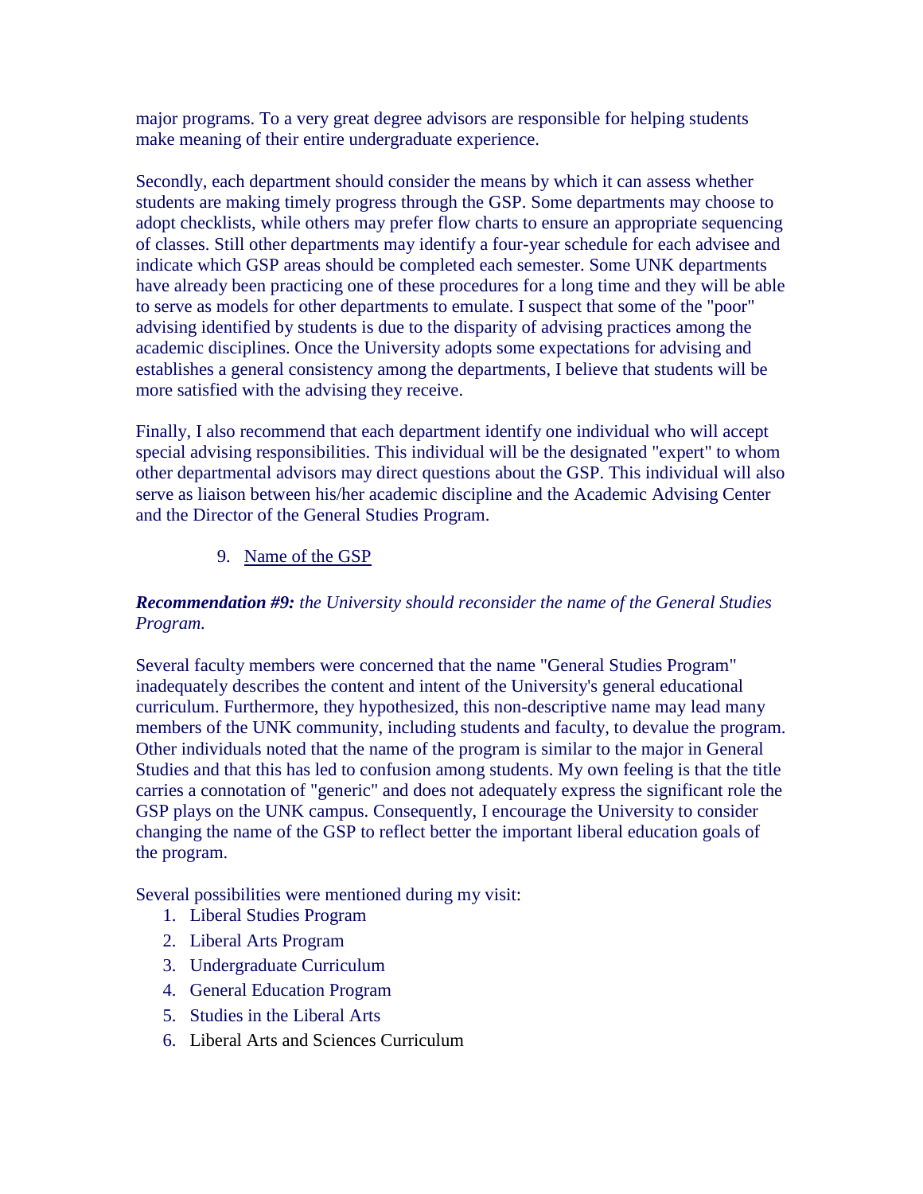major programs. To a very great degree advisors are responsible for helping students make meaning of their entire undergraduate experience.

Secondly, each department should consider the means by which it can assess whether students are making timely progress through the GSP. Some departments may choose to adopt checklists, while others may prefer flow charts to ensure an appropriate sequencing of classes. Still other departments may identify a four-year schedule for each advisee and indicate which GSP areas should be completed each semester. Some UNK departments have already been practicing one of these procedures for a long time and they will be able to serve as models for other departments to emulate. I suspect that some of the "poor" advising identified by students is due to the disparity of advising practices among the academic disciplines. Once the University adopts some expectations for advising and establishes a general consistency among the departments, I believe that students will be more satisfied with the advising they receive.

Finally, I also recommend that each department identify one individual who will accept special advising responsibilities. This individual will be the designated "expert" to whom other departmental advisors may direct questions about the GSP. This individual will also serve as liaison between his/her academic discipline and the Academic Advising Center and the Director of the General Studies Program.

9. Name of the GSP

***Recommendation #9:*** *the University should reconsider the name of the General Studies Program.*

Several faculty members were concerned that the name "General Studies Program" inadequately describes the content and intent of the University's general educational curriculum. Furthermore, they hypothesized, this non-descriptive name may lead many members of the UNK community, including students and faculty, to devalue the program. Other individuals noted that the name of the program is similar to the major in General Studies and that this has led to confusion among students. My own feeling is that the title carries a connotation of "generic" and does not adequately express the significant role the GSP plays on the UNK campus. Consequently, I encourage the University to consider changing the name of the GSP to reflect better the important liberal education goals of the program.

Several possibilities were mentioned during my visit:

1. Liberal Studies Program
2. Liberal Arts Program
3. Undergraduate Curriculum
4. General Education Program
5. Studies in the Liberal Arts
6. Liberal Arts and Sciences Curriculum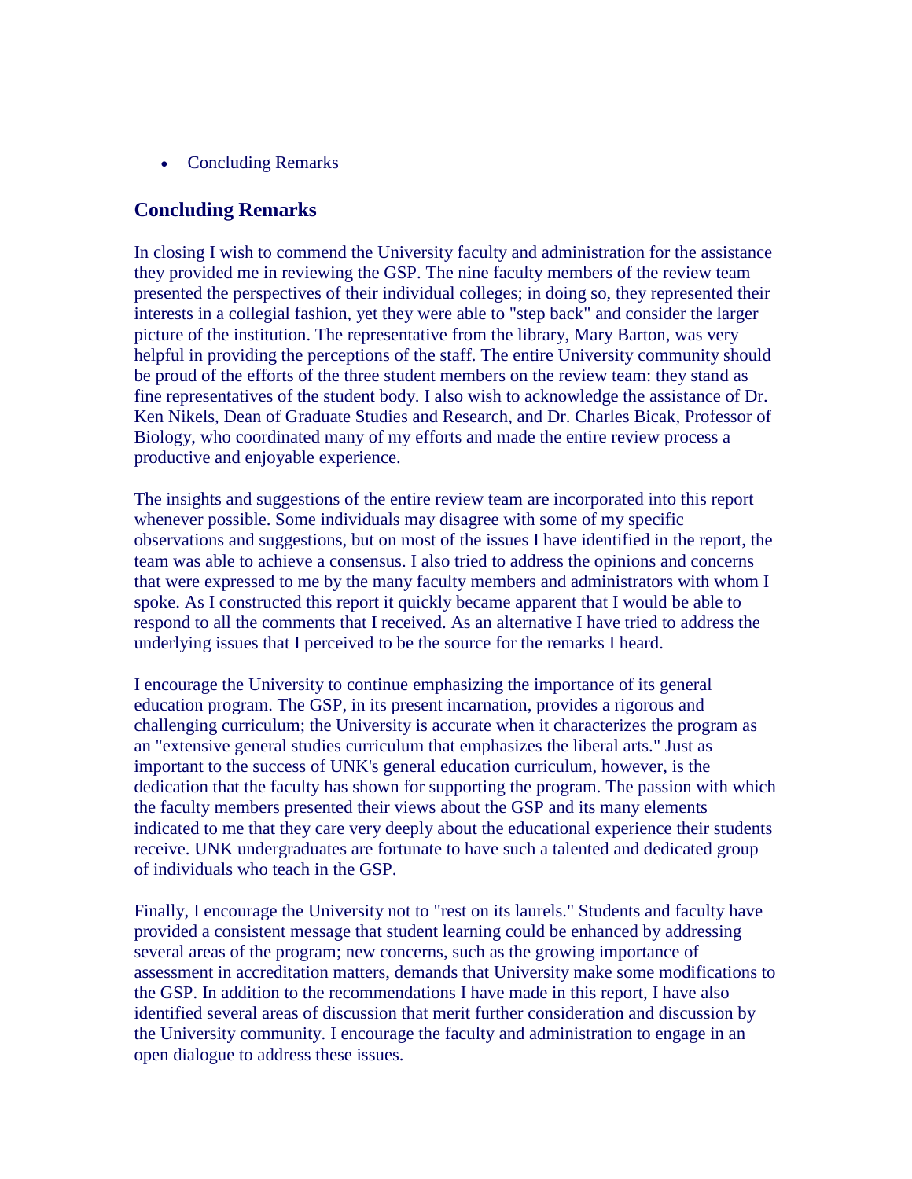- Concluding Remarks

## Concluding Remarks

In closing I wish to commend the University faculty and administration for the assistance they provided me in reviewing the GSP. The nine faculty members of the review team presented the perspectives of their individual colleges; in doing so, they represented their interests in a collegial fashion, yet they were able to "step back" and consider the larger picture of the institution. The representative from the library, Mary Barton, was very helpful in providing the perceptions of the staff. The entire University community should be proud of the efforts of the three student members on the review team: they stand as fine representatives of the student body. I also wish to acknowledge the assistance of Dr. Ken Nikels, Dean of Graduate Studies and Research, and Dr. Charles Bicak, Professor of Biology, who coordinated many of my efforts and made the entire review process a productive and enjoyable experience.

The insights and suggestions of the entire review team are incorporated into this report whenever possible. Some individuals may disagree with some of my specific observations and suggestions, but on most of the issues I have identified in the report, the team was able to achieve a consensus. I also tried to address the opinions and concerns that were expressed to me by the many faculty members and administrators with whom I spoke. As I constructed this report it quickly became apparent that I would be able to respond to all the comments that I received. As an alternative I have tried to address the underlying issues that I perceived to be the source for the remarks I heard.

I encourage the University to continue emphasizing the importance of its general education program. The GSP, in its present incarnation, provides a rigorous and challenging curriculum; the University is accurate when it characterizes the program as an "extensive general studies curriculum that emphasizes the liberal arts." Just as important to the success of UNK's general education curriculum, however, is the dedication that the faculty has shown for supporting the program. The passion with which the faculty members presented their views about the GSP and its many elements indicated to me that they care very deeply about the educational experience their students receive. UNK undergraduates are fortunate to have such a talented and dedicated group of individuals who teach in the GSP.

Finally, I encourage the University not to "rest on its laurels." Students and faculty have provided a consistent message that student learning could be enhanced by addressing several areas of the program; new concerns, such as the growing importance of assessment in accreditation matters, demands that University make some modifications to the GSP. In addition to the recommendations I have made in this report, I have also identified several areas of discussion that merit further consideration and discussion by the University community. I encourage the faculty and administration to engage in an open dialogue to address these issues.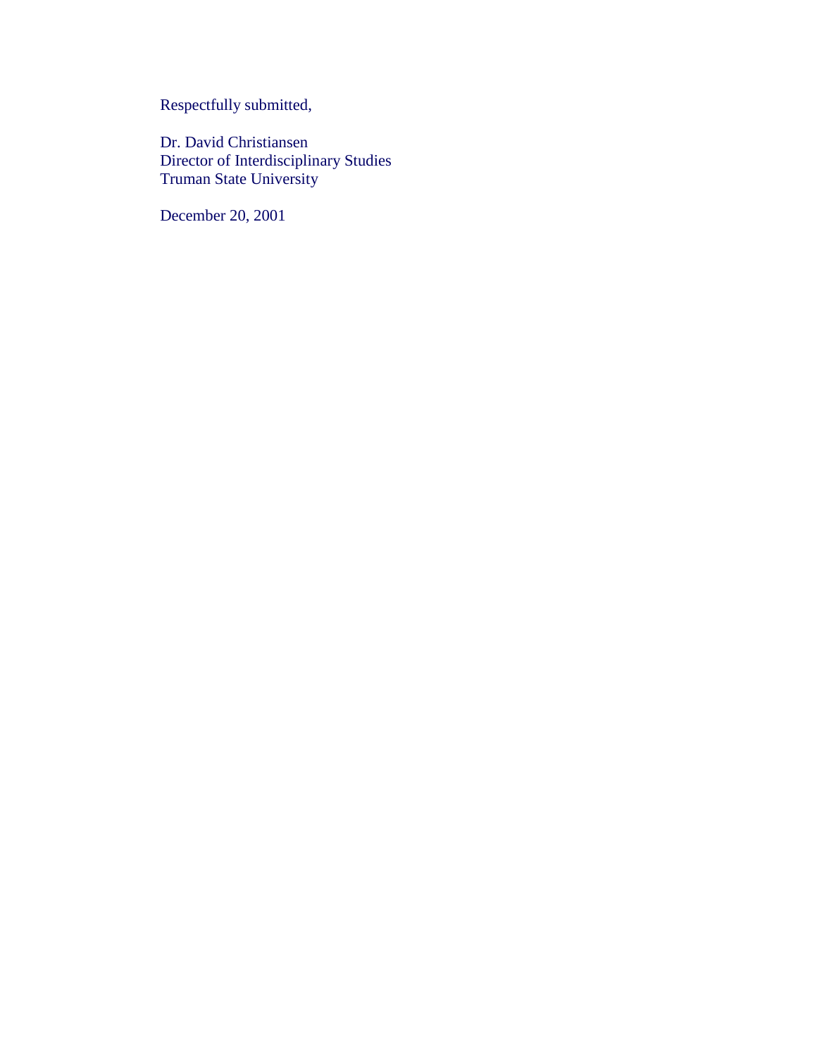Respectfully submitted,

Dr. David Christiansen  
Director of Interdisciplinary Studies  
Truman State University

December 20, 2001